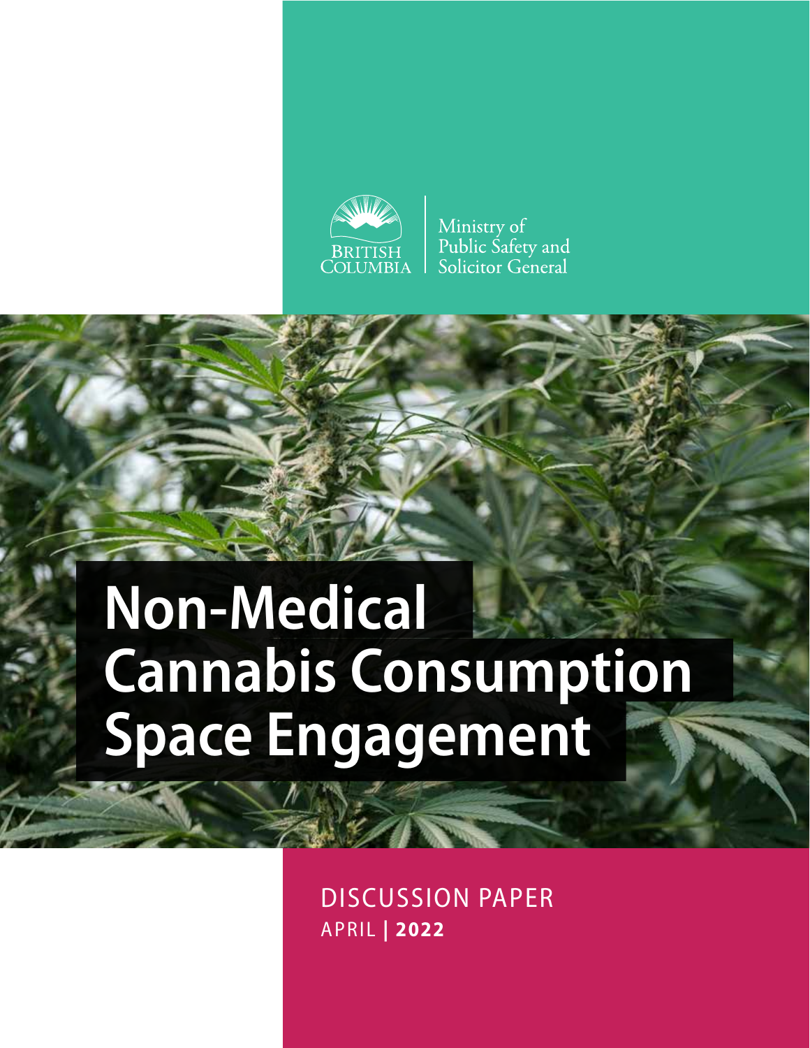BRITISH COLUMBIA | Ministry of Public Safety and Solicitor General

# Non-Medical Cannabis Consumption Space Engagement

DISCUSSION PAPER

APRIL | **2022**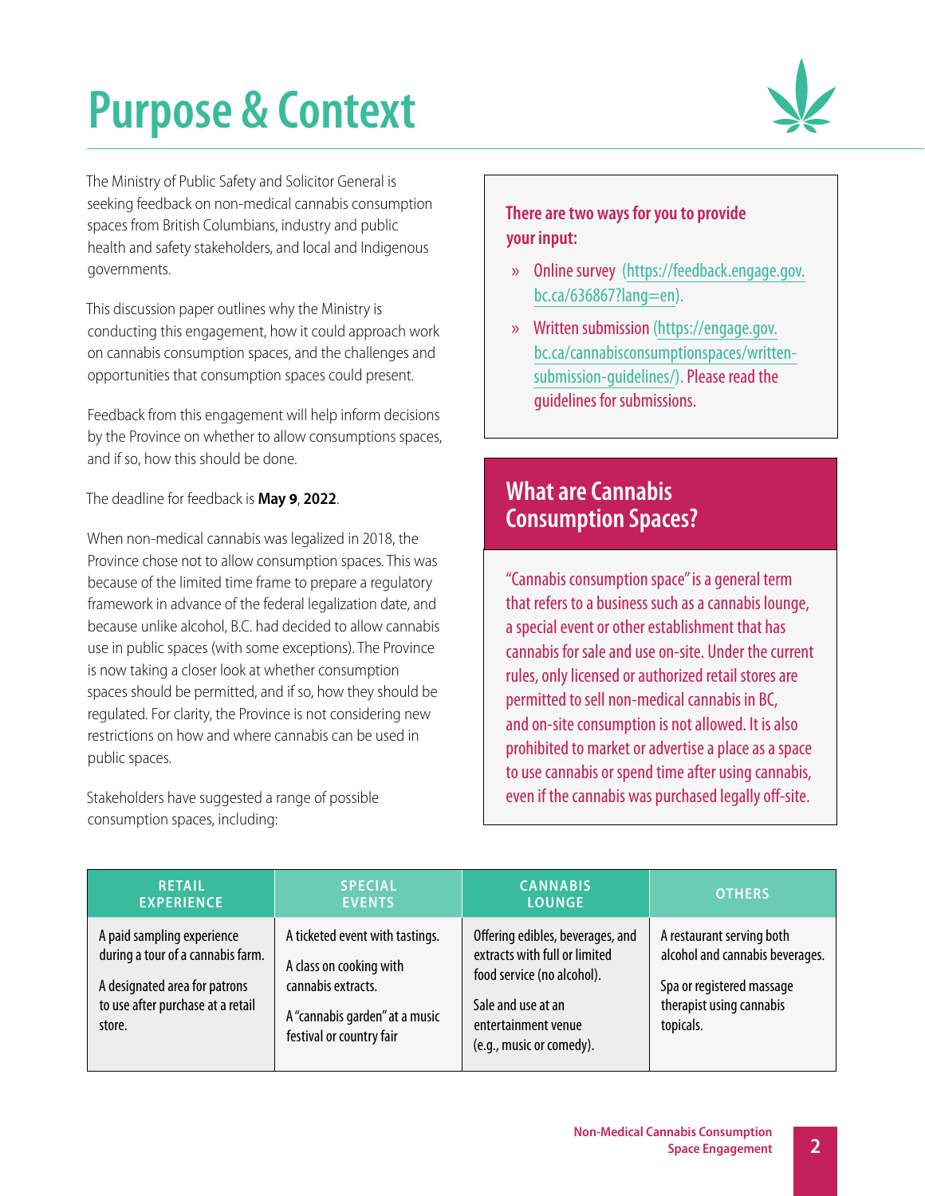# Purpose & Context

The Ministry of Public Safety and Solicitor General is seeking feedback on non-medical cannabis consumption spaces from British Columbians, industry and public health and safety stakeholders, and local and Indigenous governments.

This discussion paper outlines why the Ministry is conducting this engagement, how it could approach work on cannabis consumption spaces, and the challenges and opportunities that consumption spaces could present.

Feedback from this engagement will help inform decisions by the Province on whether to allow consumptions spaces, and if so, how this should be done.

The deadline for feedback is **May 9**, **2022**.

When non-medical cannabis was legalized in 2018, the Province chose not to allow consumption spaces. This was because of the limited time frame to prepare a regulatory framework in advance of the federal legalization date, and because unlike alcohol, B.C. had decided to allow cannabis use in public spaces (with some exceptions). The Province is now taking a closer look at whether consumption spaces should be permitted, and if so, how they should be regulated. For clarity, the Province is not considering new restrictions on how and where cannabis can be used in public spaces.

Stakeholders have suggested a range of possible consumption spaces, including:

**There are two ways for you to provide your input:**

- Online survey (https://feedback.engage.gov.bc.ca/636867?lang=en).
- Written submission (https://engage.gov.bc.ca/cannabisconsumptionspaces/written-submission-guidelines/). Please read the guidelines for submissions.

## What are Cannabis Consumption Spaces?

"Cannabis consumption space" is a general term that refers to a business such as a cannabis lounge, a special event or other establishment that has cannabis for sale and use on-site. Under the current rules, only licensed or authorized retail stores are permitted to sell non-medical cannabis in BC, and on-site consumption is not allowed. It is also prohibited to market or advertise a place as a space to use cannabis or spend time after using cannabis, even if the cannabis was purchased legally off-site.

| RETAIL EXPERIENCE | SPECIAL EVENTS | CANNABIS LOUNGE | OTHERS |
|---|---|---|---|
| A paid sampling experience during a tour of a cannabis farm.<br><br>A designated area for patrons to use after purchase at a retail store. | A ticketed event with tastings.<br><br>A class on cooking with cannabis extracts.<br><br>A "cannabis garden" at a music festival or country fair | Offering edibles, beverages, and extracts with full or limited food service (no alcohol).<br><br>Sale and use at an entertainment venue (e.g., music or comedy). | A restaurant serving both alcohol and cannabis beverages.<br><br>Spa or registered massage therapist using cannabis topicals. |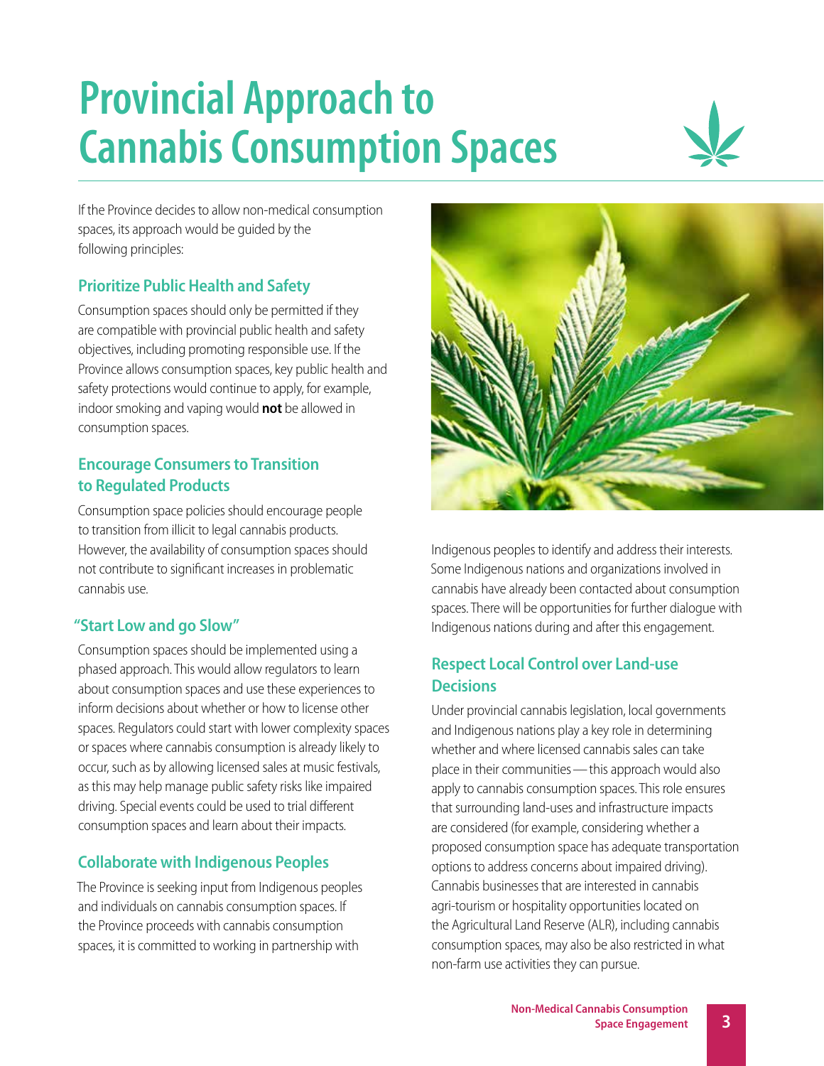# Provincial Approach to Cannabis Consumption Spaces

If the Province decides to allow non-medical consumption spaces, its approach would be guided by the following principles:

## Prioritize Public Health and Safety

Consumption spaces should only be permitted if they are compatible with provincial public health and safety objectives, including promoting responsible use. If the Province allows consumption spaces, key public health and safety protections would continue to apply, for example, indoor smoking and vaping would **not** be allowed in consumption spaces.

## Encourage Consumers to Transition to Regulated Products

Consumption space policies should encourage people to transition from illicit to legal cannabis products. However, the availability of consumption spaces should not contribute to significant increases in problematic cannabis use.

## "Start Low and go Slow"

Consumption spaces should be implemented using a phased approach. This would allow regulators to learn about consumption spaces and use these experiences to inform decisions about whether or how to license other spaces. Regulators could start with lower complexity spaces or spaces where cannabis consumption is already likely to occur, such as by allowing licensed sales at music festivals, as this may help manage public safety risks like impaired driving. Special events could be used to trial different consumption spaces and learn about their impacts.

## Collaborate with Indigenous Peoples

The Province is seeking input from Indigenous peoples and individuals on cannabis consumption spaces. If the Province proceeds with cannabis consumption spaces, it is committed to working in partnership with Indigenous peoples to identify and address their interests. Some Indigenous nations and organizations involved in cannabis have already been contacted about consumption spaces. There will be opportunities for further dialogue with Indigenous nations during and after this engagement.

## Respect Local Control over Land-use Decisions

Under provincial cannabis legislation, local governments and Indigenous nations play a key role in determining whether and where licensed cannabis sales can take place in their communities — this approach would also apply to cannabis consumption spaces. This role ensures that surrounding land-uses and infrastructure impacts are considered (for example, considering whether a proposed consumption space has adequate transportation options to address concerns about impaired driving). Cannabis businesses that are interested in cannabis agri-tourism or hospitality opportunities located on the Agricultural Land Reserve (ALR), including cannabis consumption spaces, may also be also restricted in what non-farm use activities they can pursue.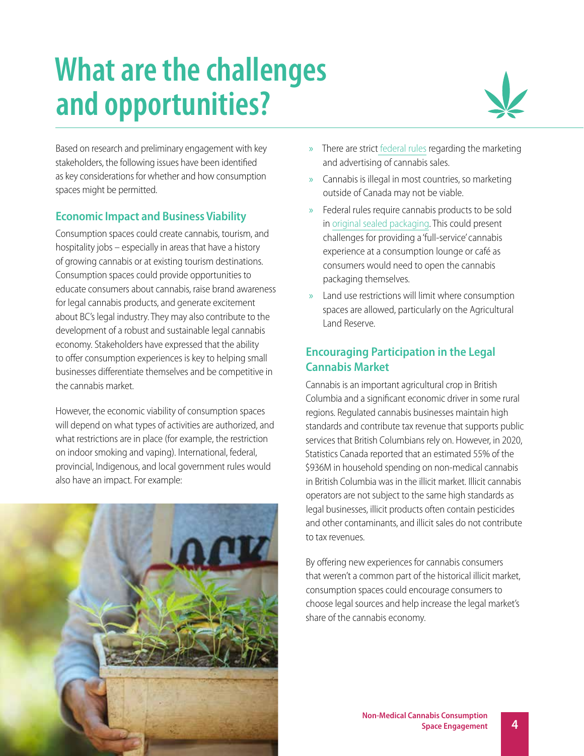# What are the challenges and opportunities?

Based on research and preliminary engagement with key stakeholders, the following issues have been identified as key considerations for whether and how consumption spaces might be permitted.

## Economic Impact and Business Viability

Consumption spaces could create cannabis, tourism, and hospitality jobs – especially in areas that have a history of growing cannabis or at existing tourism destinations. Consumption spaces could provide opportunities to educate consumers about cannabis, raise brand awareness for legal cannabis products, and generate excitement about BC's legal industry. They may also contribute to the development of a robust and sustainable legal cannabis economy. Stakeholders have expressed that the ability to offer consumption experiences is key to helping small businesses differentiate themselves and be competitive in the cannabis market.

However, the economic viability of consumption spaces will depend on what types of activities are authorized, and what restrictions are in place (for example, the restriction on indoor smoking and vaping). International, federal, provincial, Indigenous, and local government rules would also have an impact. For example:

- There are strict federal rules regarding the marketing and advertising of cannabis sales.
- Cannabis is illegal in most countries, so marketing outside of Canada may not be viable.
- Federal rules require cannabis products to be sold in original sealed packaging. This could present challenges for providing a 'full-service' cannabis experience at a consumption lounge or café as consumers would need to open the cannabis packaging themselves.
- Land use restrictions will limit where consumption spaces are allowed, particularly on the Agricultural Land Reserve.

## Encouraging Participation in the Legal Cannabis Market

Cannabis is an important agricultural crop in British Columbia and a significant economic driver in some rural regions. Regulated cannabis businesses maintain high standards and contribute tax revenue that supports public services that British Columbians rely on. However, in 2020, Statistics Canada reported that an estimated 55% of the $936M in household spending on non-medical cannabis in British Columbia was in the illicit market. Illicit cannabis operators are not subject to the same high standards as legal businesses, illicit products often contain pesticides and other contaminants, and illicit sales do not contribute to tax revenues.

By offering new experiences for cannabis consumers that weren't a common part of the historical illicit market, consumption spaces could encourage consumers to choose legal sources and help increase the legal market's share of the cannabis economy.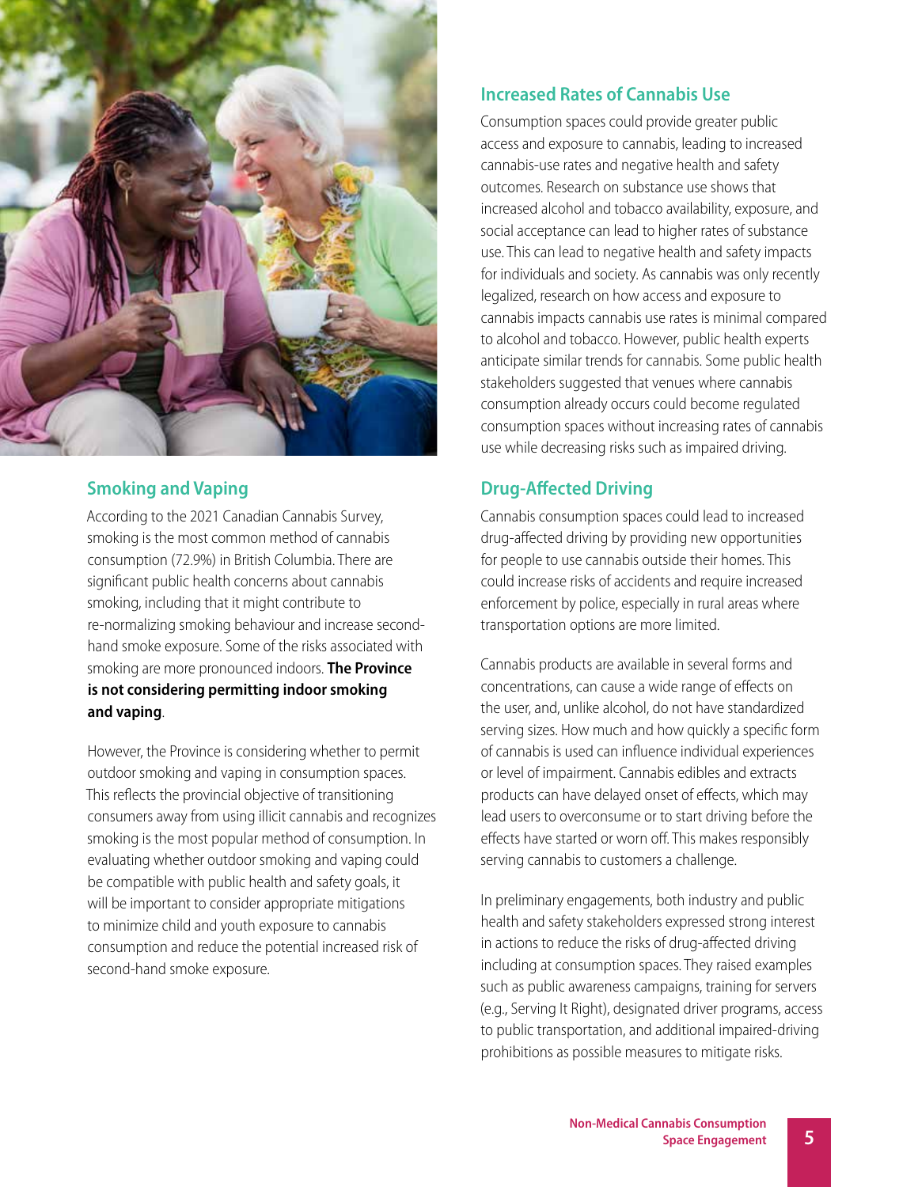## Smoking and Vaping

According to the 2021 Canadian Cannabis Survey, smoking is the most common method of cannabis consumption (72.9%) in British Columbia. There are significant public health concerns about cannabis smoking, including that it might contribute to re-normalizing smoking behaviour and increase second-hand smoke exposure. Some of the risks associated with smoking are more pronounced indoors. **The Province is not considering permitting indoor smoking and vaping**.

However, the Province is considering whether to permit outdoor smoking and vaping in consumption spaces. This reflects the provincial objective of transitioning consumers away from using illicit cannabis and recognizes smoking is the most popular method of consumption. In evaluating whether outdoor smoking and vaping could be compatible with public health and safety goals, it will be important to consider appropriate mitigations to minimize child and youth exposure to cannabis consumption and reduce the potential increased risk of second-hand smoke exposure.

## Increased Rates of Cannabis Use

Consumption spaces could provide greater public access and exposure to cannabis, leading to increased cannabis-use rates and negative health and safety outcomes. Research on substance use shows that increased alcohol and tobacco availability, exposure, and social acceptance can lead to higher rates of substance use. This can lead to negative health and safety impacts for individuals and society. As cannabis was only recently legalized, research on how access and exposure to cannabis impacts cannabis use rates is minimal compared to alcohol and tobacco. However, public health experts anticipate similar trends for cannabis. Some public health stakeholders suggested that venues where cannabis consumption already occurs could become regulated consumption spaces without increasing rates of cannabis use while decreasing risks such as impaired driving.

## Drug-Affected Driving

Cannabis consumption spaces could lead to increased drug-affected driving by providing new opportunities for people to use cannabis outside their homes. This could increase risks of accidents and require increased enforcement by police, especially in rural areas where transportation options are more limited.

Cannabis products are available in several forms and concentrations, can cause a wide range of effects on the user, and, unlike alcohol, do not have standardized serving sizes. How much and how quickly a specific form of cannabis is used can influence individual experiences or level of impairment. Cannabis edibles and extracts products can have delayed onset of effects, which may lead users to overconsume or to start driving before the effects have started or worn off. This makes responsibly serving cannabis to customers a challenge.

In preliminary engagements, both industry and public health and safety stakeholders expressed strong interest in actions to reduce the risks of drug-affected driving including at consumption spaces. They raised examples such as public awareness campaigns, training for servers (e.g., Serving It Right), designated driver programs, access to public transportation, and additional impaired-driving prohibitions as possible measures to mitigate risks.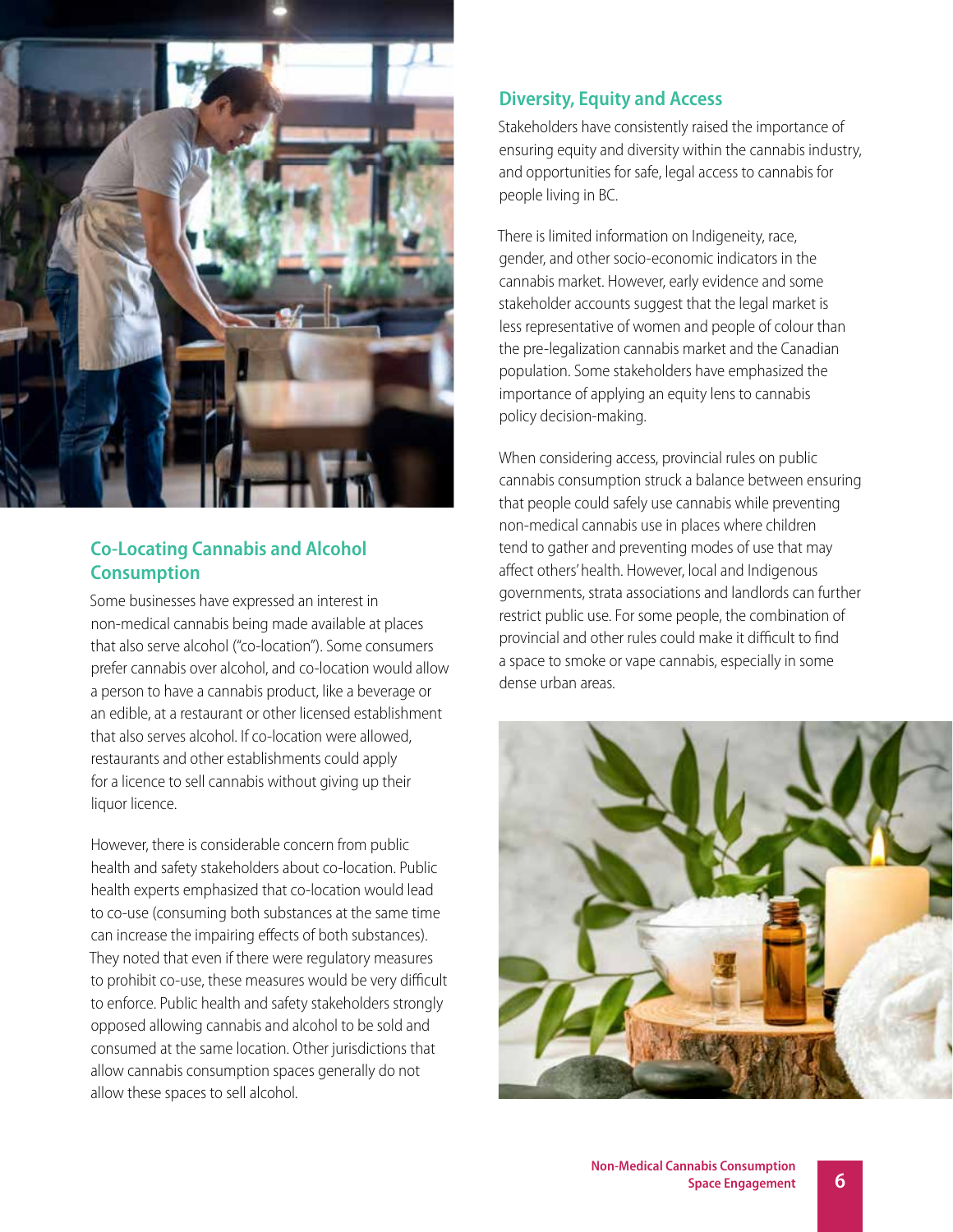## Co-Locating Cannabis and Alcohol Consumption

Some businesses have expressed an interest in non-medical cannabis being made available at places that also serve alcohol ("co-location"). Some consumers prefer cannabis over alcohol, and co-location would allow a person to have a cannabis product, like a beverage or an edible, at a restaurant or other licensed establishment that also serves alcohol. If co-location were allowed, restaurants and other establishments could apply for a licence to sell cannabis without giving up their liquor licence.

However, there is considerable concern from public health and safety stakeholders about co-location. Public health experts emphasized that co-location would lead to co-use (consuming both substances at the same time can increase the impairing effects of both substances). They noted that even if there were regulatory measures to prohibit co-use, these measures would be very difficult to enforce. Public health and safety stakeholders strongly opposed allowing cannabis and alcohol to be sold and consumed at the same location. Other jurisdictions that allow cannabis consumption spaces generally do not allow these spaces to sell alcohol.

## Diversity, Equity and Access

Stakeholders have consistently raised the importance of ensuring equity and diversity within the cannabis industry, and opportunities for safe, legal access to cannabis for people living in BC.

There is limited information on Indigeneity, race, gender, and other socio-economic indicators in the cannabis market. However, early evidence and some stakeholder accounts suggest that the legal market is less representative of women and people of colour than the pre-legalization cannabis market and the Canadian population. Some stakeholders have emphasized the importance of applying an equity lens to cannabis policy decision-making.

When considering access, provincial rules on public cannabis consumption struck a balance between ensuring that people could safely use cannabis while preventing non-medical cannabis use in places where children tend to gather and preventing modes of use that may affect others' health. However, local and Indigenous governments, strata associations and landlords can further restrict public use. For some people, the combination of provincial and other rules could make it difficult to find a space to smoke or vape cannabis, especially in some dense urban areas.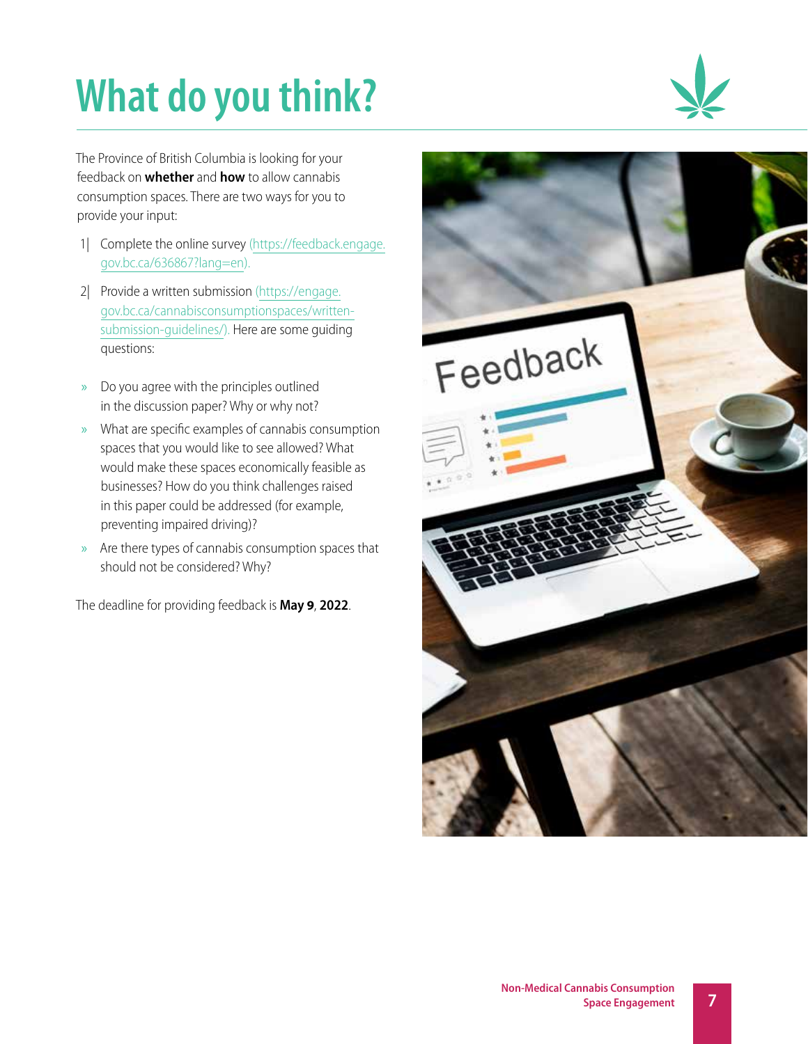# What do you think?

The Province of British Columbia is looking for your feedback on **whether** and **how** to allow cannabis consumption spaces. There are two ways for you to provide your input:

1| Complete the online survey (https://feedback.engage.gov.bc.ca/636867?lang=en).

2| Provide a written submission (https://engage.gov.bc.ca/cannabisconsumptionspaces/written-submission-guidelines/). Here are some guiding questions:

- Do you agree with the principles outlined in the discussion paper? Why or why not?
- What are specific examples of cannabis consumption spaces that you would like to see allowed? What would make these spaces economically feasible as businesses? How do you think challenges raised in this paper could be addressed (for example, preventing impaired driving)?
- Are there types of cannabis consumption spaces that should not be considered? Why?

The deadline for providing feedback is **May 9**, **2022**.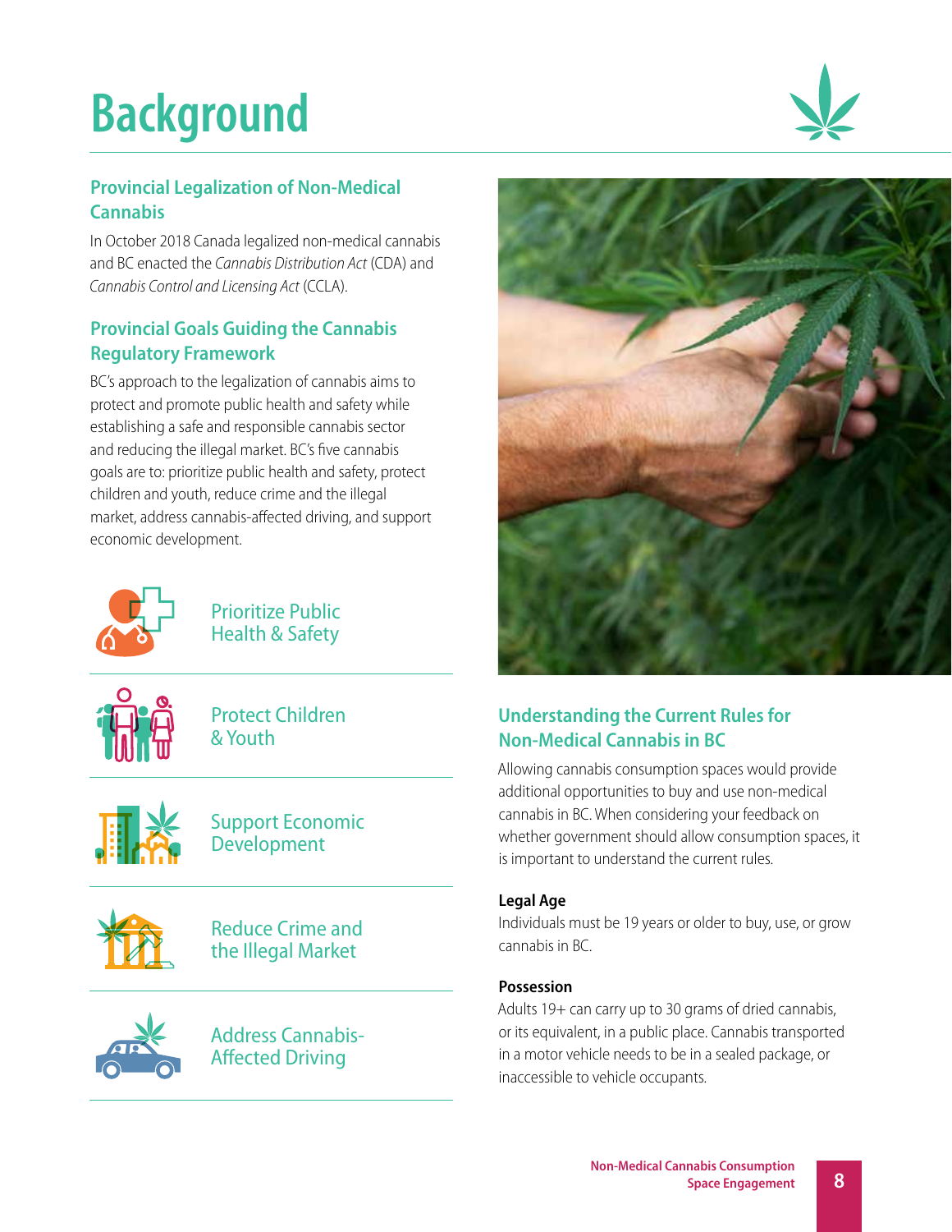# Background

## Provincial Legalization of Non-Medical Cannabis

In October 2018 Canada legalized non-medical cannabis and BC enacted the *Cannabis Distribution Act* (CDA) and *Cannabis Control and Licensing Act* (CCLA).

## Provincial Goals Guiding the Cannabis Regulatory Framework

BC's approach to the legalization of cannabis aims to protect and promote public health and safety while establishing a safe and responsible cannabis sector and reducing the illegal market. BC's five cannabis goals are to: prioritize public health and safety, protect children and youth, reduce crime and the illegal market, address cannabis-affected driving, and support economic development.

- Prioritize Public Health & Safety
- Protect Children & Youth
- Support Economic Development
- Reduce Crime and the Illegal Market
- Address Cannabis-Affected Driving

## Understanding the Current Rules for Non-Medical Cannabis in BC

Allowing cannabis consumption spaces would provide additional opportunities to buy and use non-medical cannabis in BC. When considering your feedback on whether government should allow consumption spaces, it is important to understand the current rules.

**Legal Age**

Individuals must be 19 years or older to buy, use, or grow cannabis in BC.

**Possession**

Adults 19+ can carry up to 30 grams of dried cannabis, or its equivalent, in a public place. Cannabis transported in a motor vehicle needs to be in a sealed package, or inaccessible to vehicle occupants.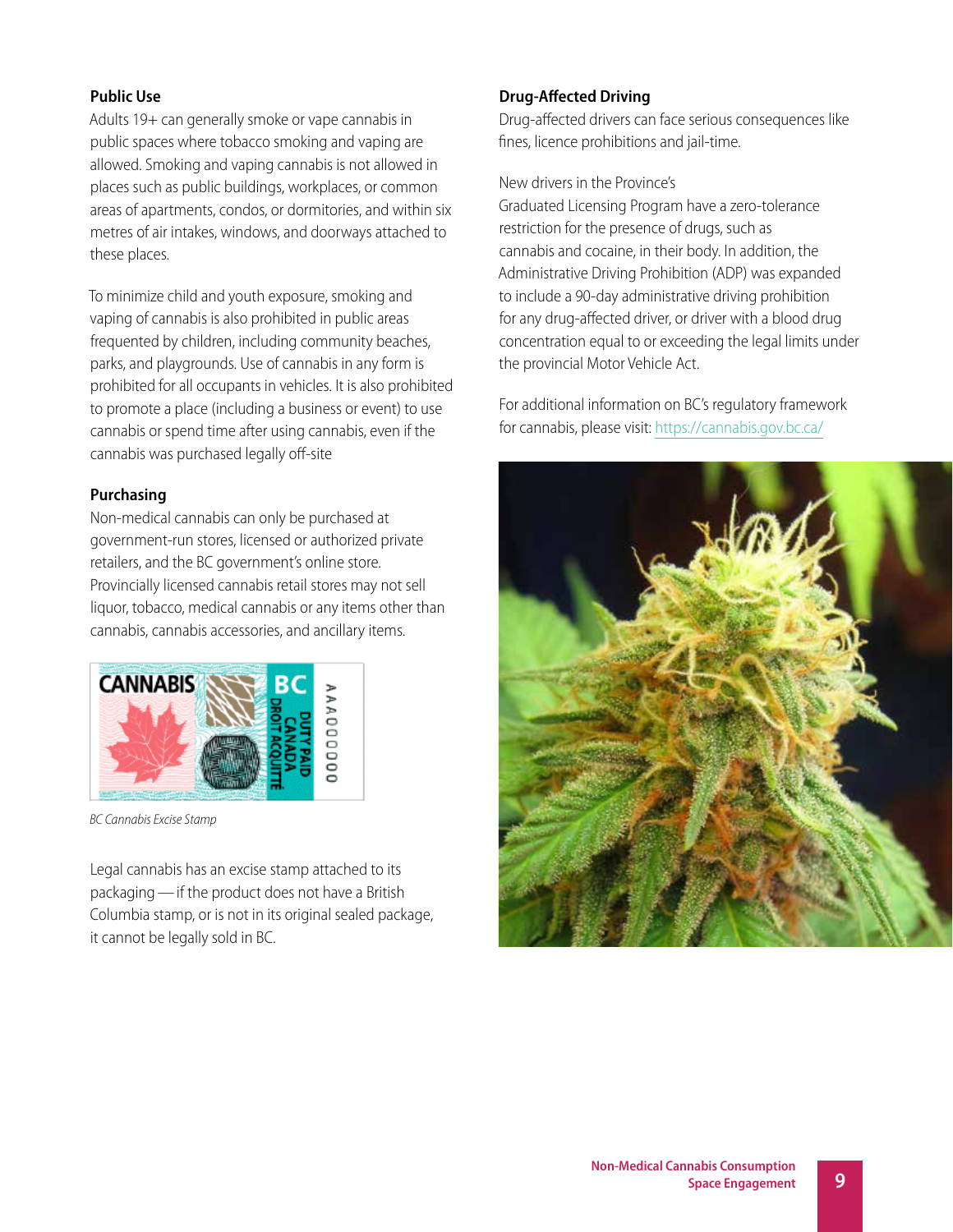### Public Use

Adults 19+ can generally smoke or vape cannabis in public spaces where tobacco smoking and vaping are allowed. Smoking and vaping cannabis is not allowed in places such as public buildings, workplaces, or common areas of apartments, condos, or dormitories, and within six metres of air intakes, windows, and doorways attached to these places.

To minimize child and youth exposure, smoking and vaping of cannabis is also prohibited in public areas frequented by children, including community beaches, parks, and playgrounds. Use of cannabis in any form is prohibited for all occupants in vehicles. It is also prohibited to promote a place (including a business or event) to use cannabis or spend time after using cannabis, even if the cannabis was purchased legally off-site

### Purchasing

Non-medical cannabis can only be purchased at government-run stores, licensed or authorized private retailers, and the BC government's online store. Provincially licensed cannabis retail stores may not sell liquor, tobacco, medical cannabis or any items other than cannabis, cannabis accessories, and ancillary items.

*BC Cannabis Excise Stamp*

Legal cannabis has an excise stamp attached to its packaging — if the product does not have a British Columbia stamp, or is not in its original sealed package, it cannot be legally sold in BC.

### Drug-Affected Driving

Drug-affected drivers can face serious consequences like fines, licence prohibitions and jail-time.

New drivers in the Province's Graduated Licensing Program have a zero-tolerance restriction for the presence of drugs, such as cannabis and cocaine, in their body. In addition, the Administrative Driving Prohibition (ADP) was expanded to include a 90-day administrative driving prohibition for any drug-affected driver, or driver with a blood drug concentration equal to or exceeding the legal limits under the provincial Motor Vehicle Act.

For additional information on BC's regulatory framework for cannabis, please visit: https://cannabis.gov.bc.ca/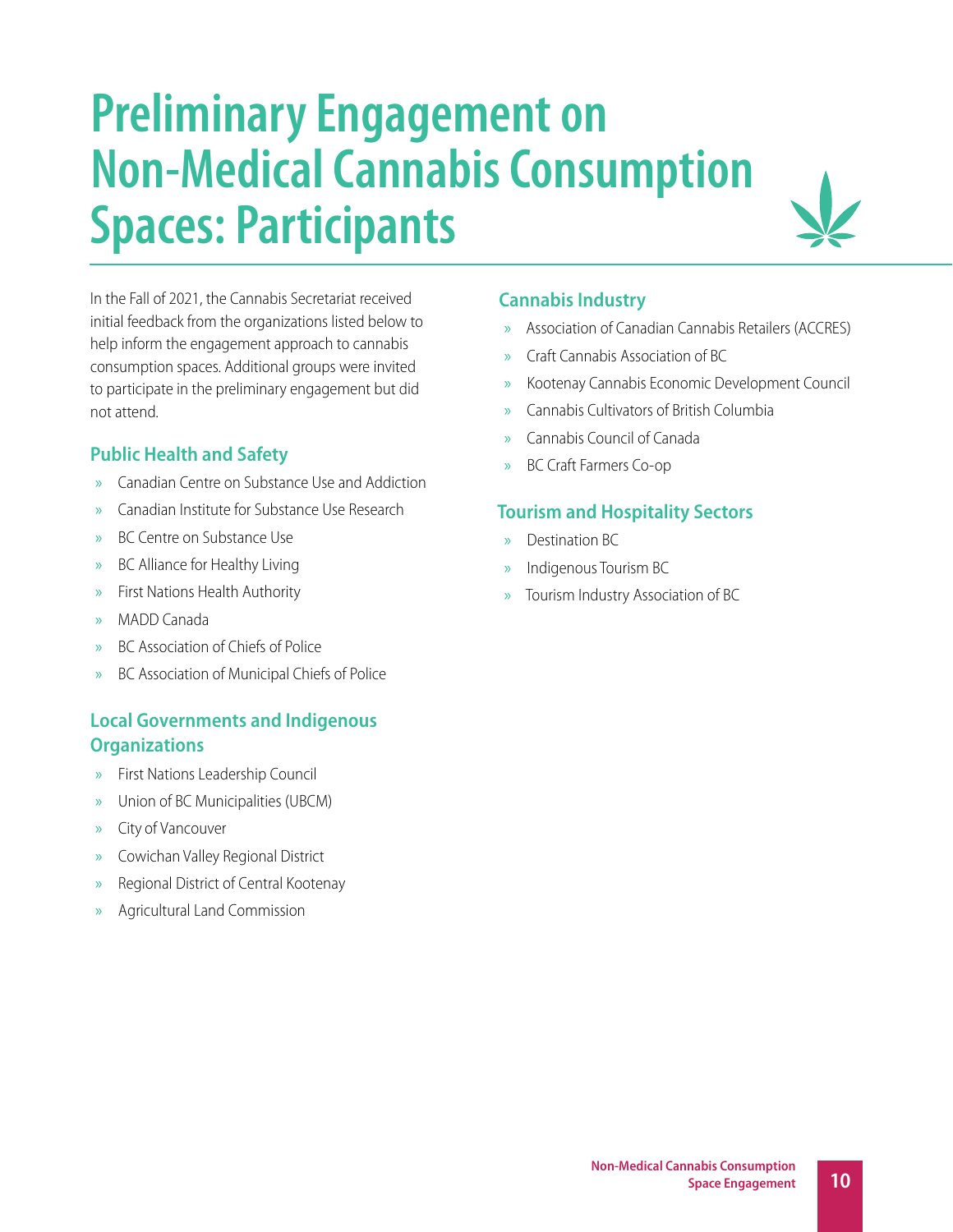# Preliminary Engagement on Non-Medical Cannabis Consumption Spaces: Participants

In the Fall of 2021, the Cannabis Secretariat received initial feedback from the organizations listed below to help inform the engagement approach to cannabis consumption spaces. Additional groups were invited to participate in the preliminary engagement but did not attend.

## Public Health and Safety

- Canadian Centre on Substance Use and Addiction
- Canadian Institute for Substance Use Research
- BC Centre on Substance Use
- BC Alliance for Healthy Living
- First Nations Health Authority
- MADD Canada
- BC Association of Chiefs of Police
- BC Association of Municipal Chiefs of Police

## Local Governments and Indigenous Organizations

- First Nations Leadership Council
- Union of BC Municipalities (UBCM)
- City of Vancouver
- Cowichan Valley Regional District
- Regional District of Central Kootenay
- Agricultural Land Commission

## Cannabis Industry

- Association of Canadian Cannabis Retailers (ACCRES)
- Craft Cannabis Association of BC
- Kootenay Cannabis Economic Development Council
- Cannabis Cultivators of British Columbia
- Cannabis Council of Canada
- BC Craft Farmers Co-op

## Tourism and Hospitality Sectors

- Destination BC
- Indigenous Tourism BC
- Tourism Industry Association of BC